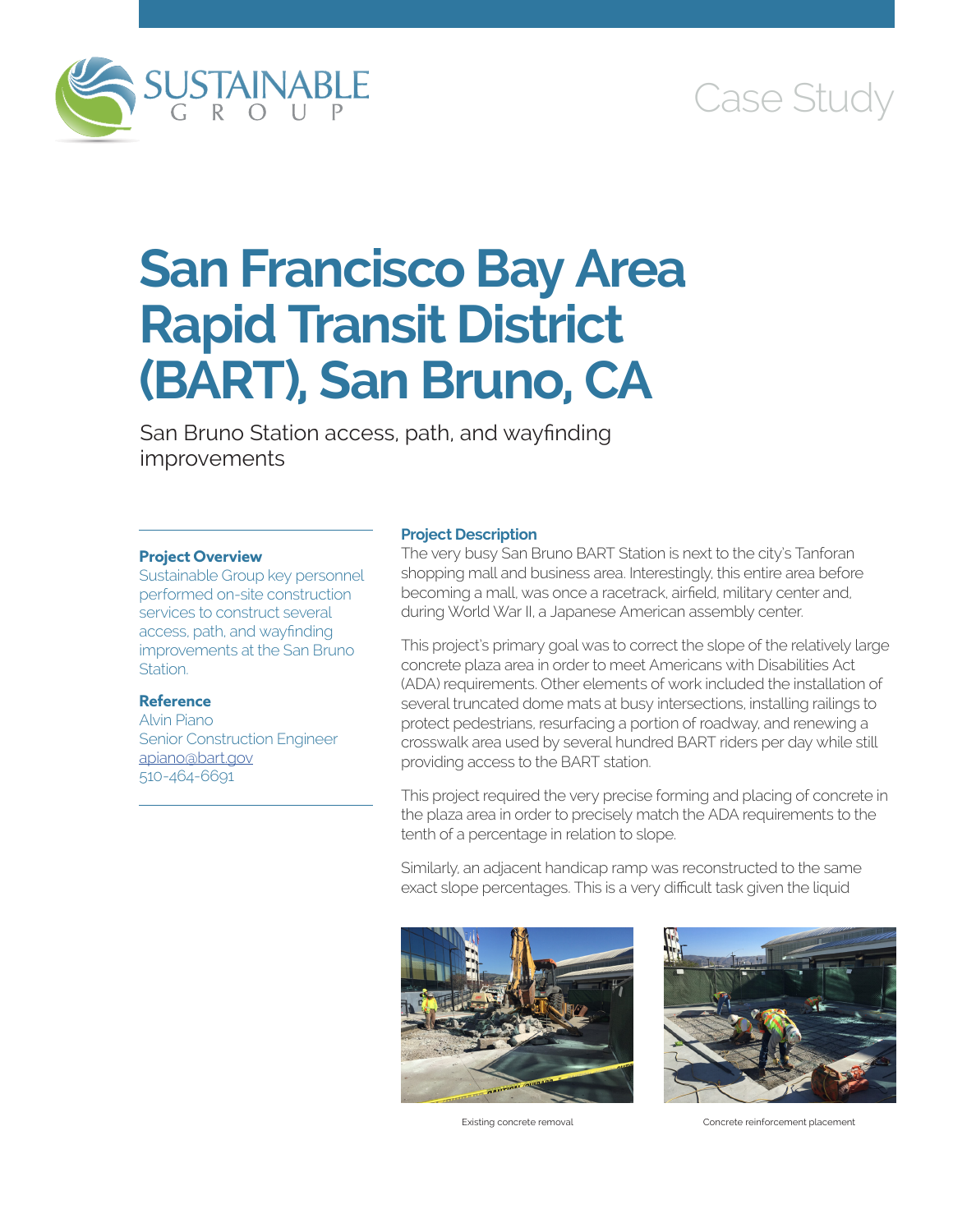SUSTAINABLE GROUP

Case Study

# San Francisco Bay Area Rapid Transit District (BART), San Bruno, CA

San Bruno Station access, path, and wayfinding improvements

### Project Overview

Sustainable Group key personnel performed on-site construction services to construct several access, path, and wayfinding improvements at the San Bruno Station.

### Reference

Alvin Piano
Senior Construction Engineer
apiano@bart.gov
510-464-6691

### Project Description

The very busy San Bruno BART Station is next to the city's Tanforan shopping mall and business area. Interestingly, this entire area before becoming a mall, was once a racetrack, airfield, military center and, during World War II, a Japanese American assembly center.

This project's primary goal was to correct the slope of the relatively large concrete plaza area in order to meet Americans with Disabilities Act (ADA) requirements. Other elements of work included the installation of several truncated dome mats at busy intersections, installing railings to protect pedestrians, resurfacing a portion of roadway, and renewing a crosswalk area used by several hundred BART riders per day while still providing access to the BART station.

This project required the very precise forming and placing of concrete in the plaza area in order to precisely match the ADA requirements to the tenth of a percentage in relation to slope.

Similarly, an adjacent handicap ramp was reconstructed to the same exact slope percentages. This is a very difficult task given the liquid

Existing concrete removal

Concrete reinforcement placement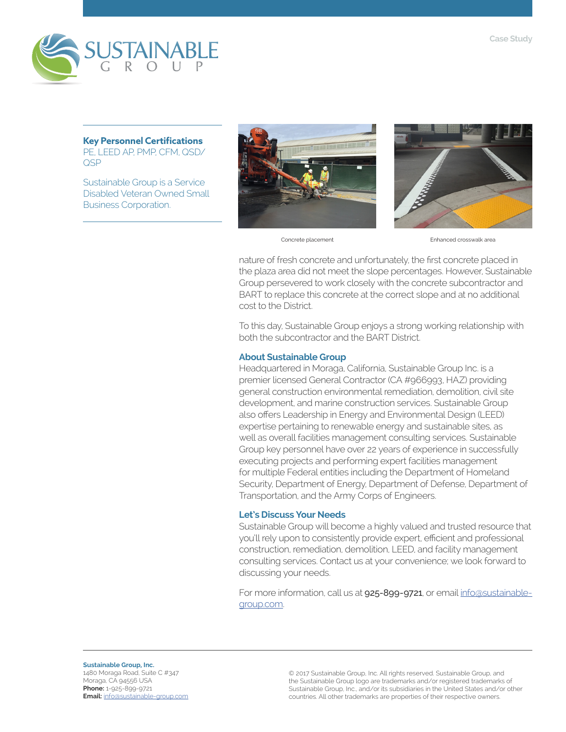**Key Personnel Certifications**
PE, LEED AP, PMP, CFM, QSD/QSP

Sustainable Group is a Service Disabled Veteran Owned Small Business Corporation.

Concrete placement

Enhanced crosswalk area

nature of fresh concrete and unfortunately, the first concrete placed in the plaza area did not meet the slope percentages. However, Sustainable Group persevered to work closely with the concrete subcontractor and BART to replace this concrete at the correct slope and at no additional cost to the District.

To this day, Sustainable Group enjoys a strong working relationship with both the subcontractor and the BART District.

## About Sustainable Group

Headquartered in Moraga, California, Sustainable Group Inc. is a premier licensed General Contractor (CA #966993, HAZ) providing general construction environmental remediation, demolition, civil site development, and marine construction services. Sustainable Group also offers Leadership in Energy and Environmental Design (LEED) expertise pertaining to renewable energy and sustainable sites, as well as overall facilities management consulting services. Sustainable Group key personnel have over 22 years of experience in successfully executing projects and performing expert facilities management for multiple Federal entities including the Department of Homeland Security, Department of Energy, Department of Defense, Department of Transportation, and the Army Corps of Engineers.

## Let's Discuss Your Needs

Sustainable Group will become a highly valued and trusted resource that you'll rely upon to consistently provide expert, efficient and professional construction, remediation, demolition, LEED, and facility management consulting services. Contact us at your convenience; we look forward to discussing your needs.

For more information, call us at **925-899-9721**, or email info@sustainable-group.com.

**Sustainable Group, Inc.**
1480 Moraga Road, Suite C #347
Moraga, CA 94556 USA
**Phone:** 1-925-899-9721
**Email:** info@sustainable-group.com

© 2017 Sustainable Group, Inc. All rights reserved. Sustainable Group, and the Sustainable Group logo are trademarks and/or registered trademarks of Sustainable Group, Inc., and/or its subsidiaries in the United States and/or other countries. All other trademarks are properties of their respective owners.